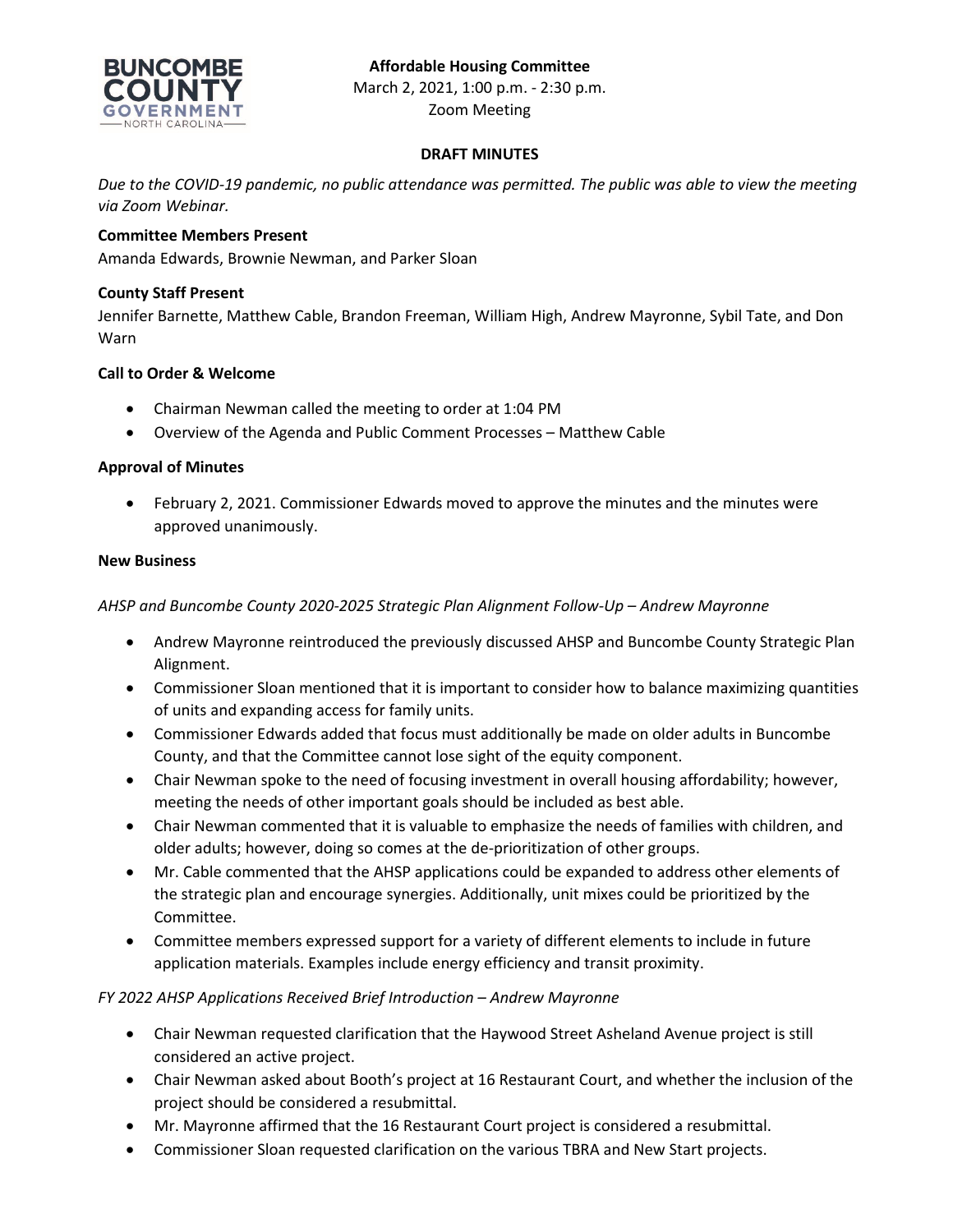**Affordable Housing Committee**
March 2, 2021, 1:00 p.m. - 2:30 p.m.
Zoom Meeting

**DRAFT MINUTES**

*Due to the COVID-19 pandemic, no public attendance was permitted. The public was able to view the meeting via Zoom Webinar.*

**Committee Members Present**
Amanda Edwards, Brownie Newman, and Parker Sloan

**County Staff Present**
Jennifer Barnette, Matthew Cable, Brandon Freeman, William High, Andrew Mayronne, Sybil Tate, and Don Warn

**Call to Order & Welcome**

- Chairman Newman called the meeting to order at 1:04 PM
- Overview of the Agenda and Public Comment Processes – Matthew Cable

**Approval of Minutes**

- February 2, 2021. Commissioner Edwards moved to approve the minutes and the minutes were approved unanimously.

**New Business**

*AHSP and Buncombe County 2020-2025 Strategic Plan Alignment Follow-Up – Andrew Mayronne*

- Andrew Mayronne reintroduced the previously discussed AHSP and Buncombe County Strategic Plan Alignment.
- Commissioner Sloan mentioned that it is important to consider how to balance maximizing quantities of units and expanding access for family units.
- Commissioner Edwards added that focus must additionally be made on older adults in Buncombe County, and that the Committee cannot lose sight of the equity component.
- Chair Newman spoke to the need of focusing investment in overall housing affordability; however, meeting the needs of other important goals should be included as best able.
- Chair Newman commented that it is valuable to emphasize the needs of families with children, and older adults; however, doing so comes at the de-prioritization of other groups.
- Mr. Cable commented that the AHSP applications could be expanded to address other elements of the strategic plan and encourage synergies. Additionally, unit mixes could be prioritized by the Committee.
- Committee members expressed support for a variety of different elements to include in future application materials. Examples include energy efficiency and transit proximity.

*FY 2022 AHSP Applications Received Brief Introduction – Andrew Mayronne*

- Chair Newman requested clarification that the Haywood Street Asheland Avenue project is still considered an active project.
- Chair Newman asked about Booth's project at 16 Restaurant Court, and whether the inclusion of the project should be considered a resubmittal.
- Mr. Mayronne affirmed that the 16 Restaurant Court project is considered a resubmittal.
- Commissioner Sloan requested clarification on the various TBRA and New Start projects.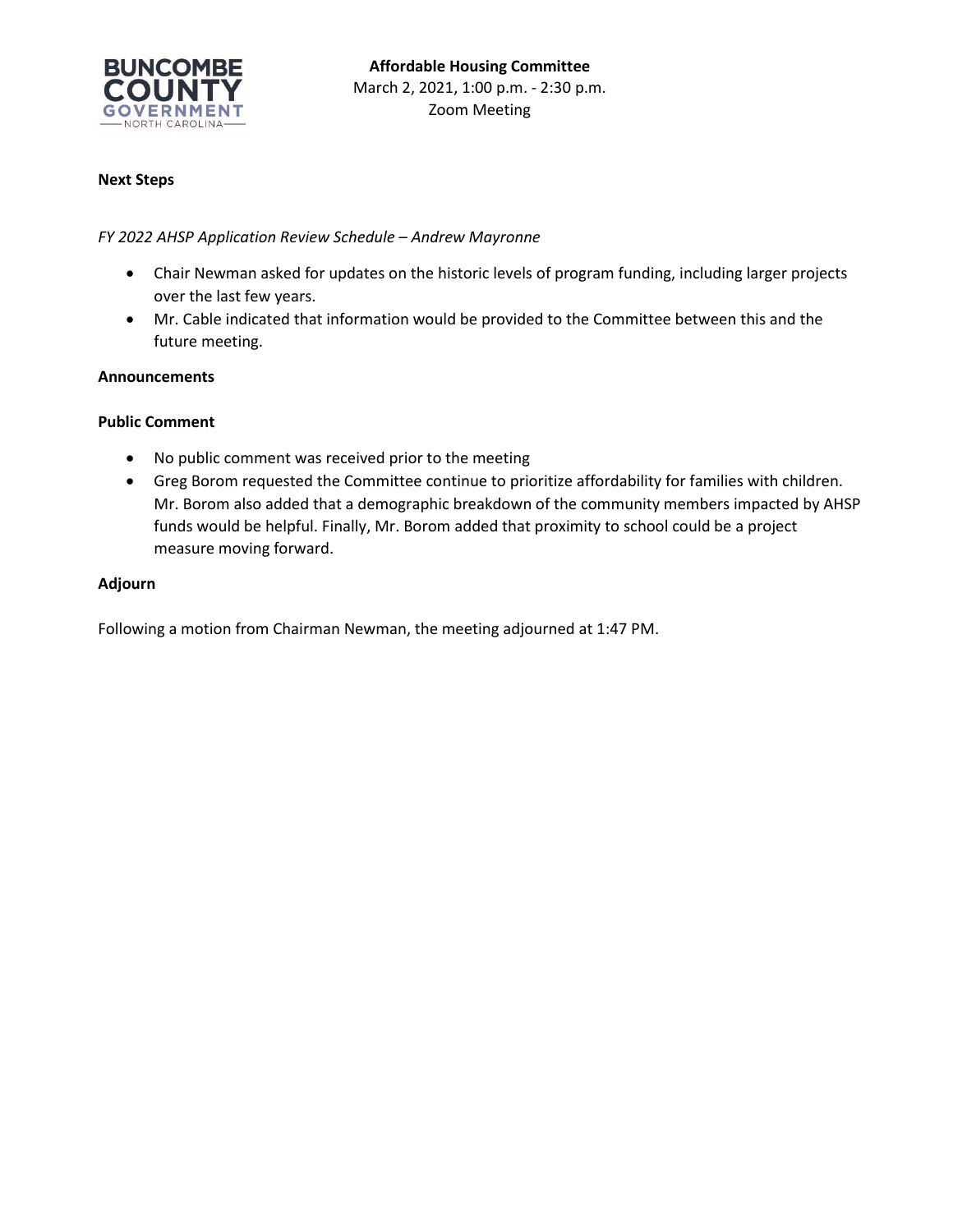**Affordable Housing Committee**
March 2, 2021, 1:00 p.m. - 2:30 p.m.
Zoom Meeting

**Next Steps**

*FY 2022 AHSP Application Review Schedule – Andrew Mayronne*

- Chair Newman asked for updates on the historic levels of program funding, including larger projects over the last few years.
- Mr. Cable indicated that information would be provided to the Committee between this and the future meeting.

**Announcements**

**Public Comment**

- No public comment was received prior to the meeting
- Greg Borom requested the Committee continue to prioritize affordability for families with children. Mr. Borom also added that a demographic breakdown of the community members impacted by AHSP funds would be helpful. Finally, Mr. Borom added that proximity to school could be a project measure moving forward.

**Adjourn**

Following a motion from Chairman Newman, the meeting adjourned at 1:47 PM.